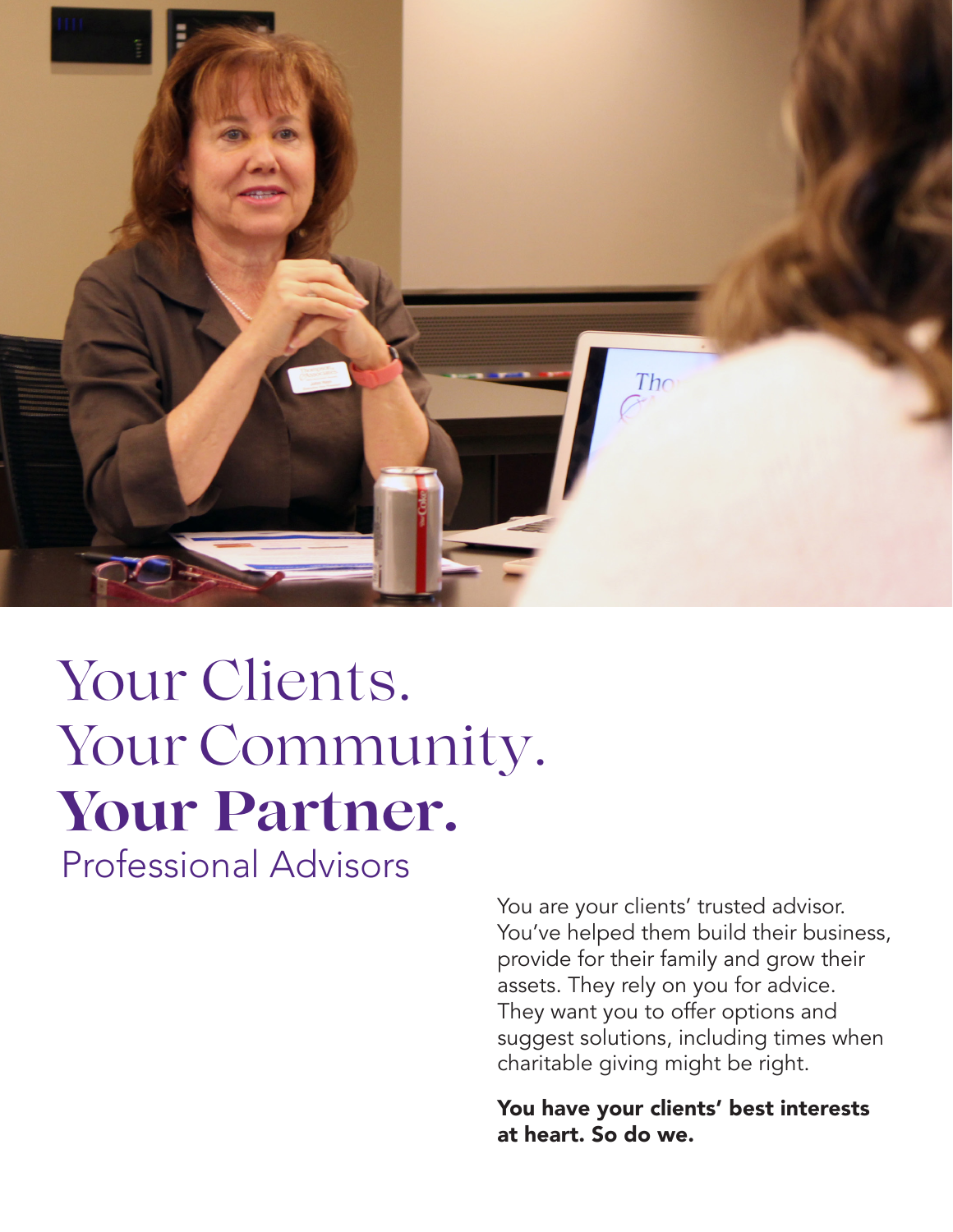# Your Clients.
# Your Community.
# **Your Partner.**

## Professional Advisors

You are your clients' trusted advisor. You've helped them build their business, provide for their family and grow their assets. They rely on you for advice. They want you to offer options and suggest solutions, including times when charitable giving might be right.

**You have your clients' best interests at heart. So do we.**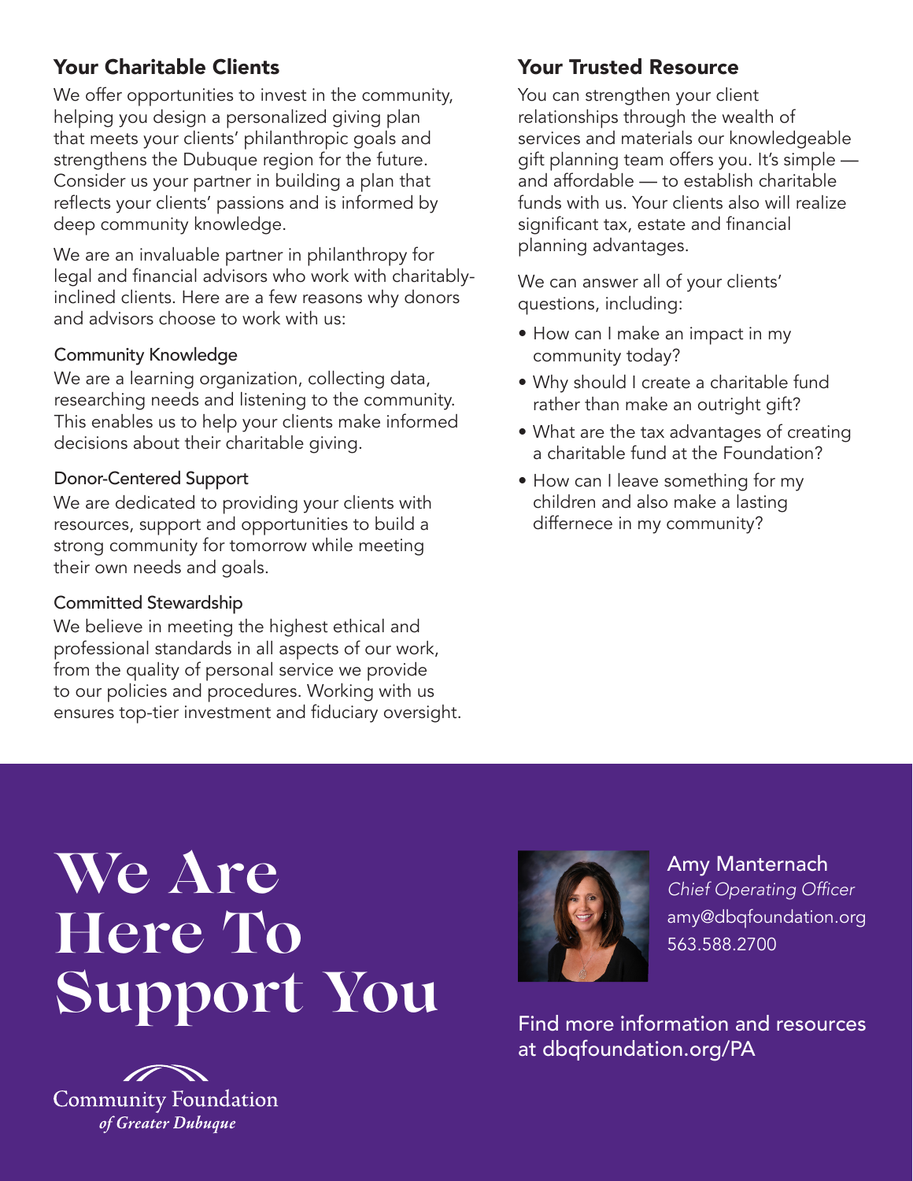## Your Charitable Clients

We offer opportunities to invest in the community, helping you design a personalized giving plan that meets your clients' philanthropic goals and strengthens the Dubuque region for the future. Consider us your partner in building a plan that reflects your clients' passions and is informed by deep community knowledge.

We are an invaluable partner in philanthropy for legal and financial advisors who work with charitably-inclined clients. Here are a few reasons why donors and advisors choose to work with us:

### Community Knowledge

We are a learning organization, collecting data, researching needs and listening to the community. This enables us to help your clients make informed decisions about their charitable giving.

### Donor-Centered Support

We are dedicated to providing your clients with resources, support and opportunities to build a strong community for tomorrow while meeting their own needs and goals.

### Committed Stewardship

We believe in meeting the highest ethical and professional standards in all aspects of our work, from the quality of personal service we provide to our policies and procedures. Working with us ensures top-tier investment and fiduciary oversight.

## Your Trusted Resource

You can strengthen your client relationships through the wealth of services and materials our knowledgeable gift planning team offers you. It's simple — and affordable — to establish charitable funds with us. Your clients also will realize significant tax, estate and financial planning advantages.

We can answer all of your clients' questions, including:

- How can I make an impact in my community today?
- Why should I create a charitable fund rather than make an outright gift?
- What are the tax advantages of creating a charitable fund at the Foundation?
- How can I leave something for my children and also make a lasting differnece in my community?

# We Are Here To Support You

Amy Manternach
*Chief Operating Officer*
amy@dbqfoundation.org
563.588.2700

Find more information and resources at dbqfoundation.org/PA

Community Foundation
*of Greater Dubuque*